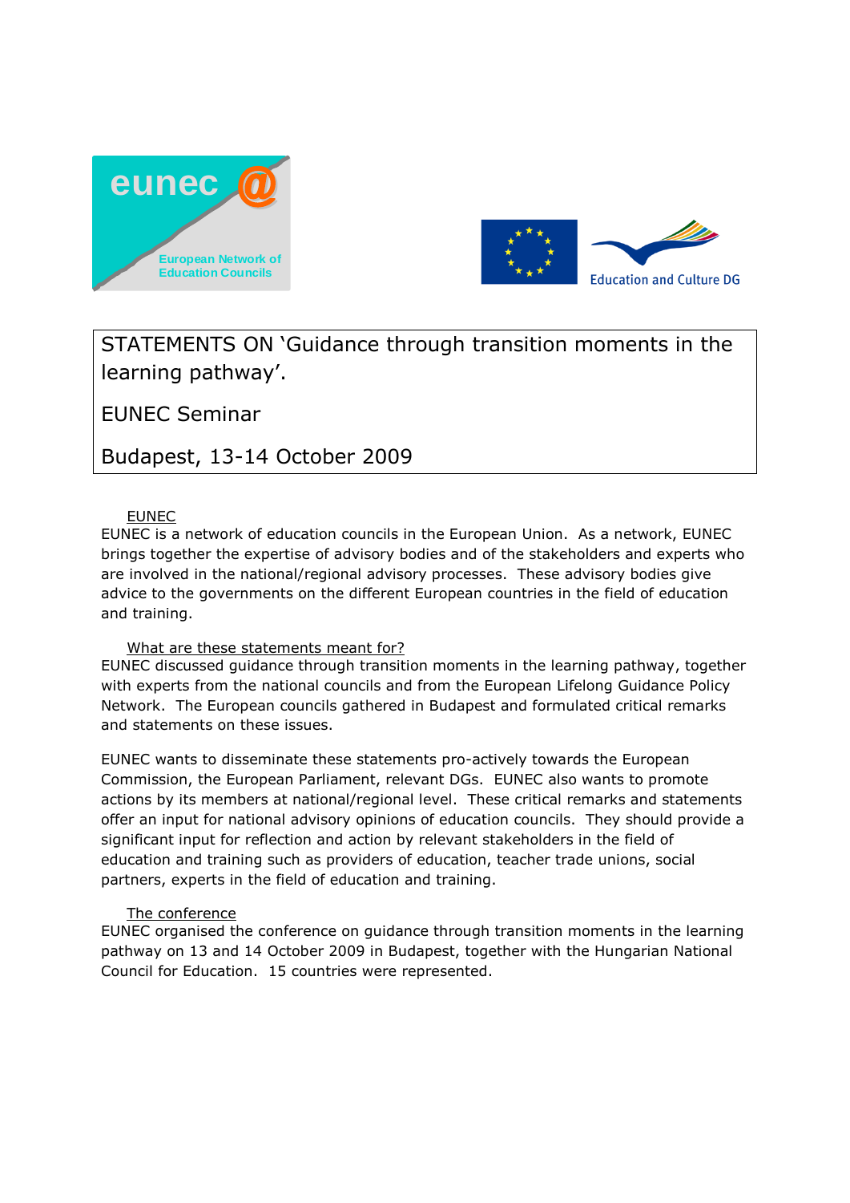STATEMENTS ON 'Guidance through transition moments in the learning pathway'.

EUNEC Seminar

Budapest, 13-14 October 2009

## EUNEC

EUNEC is a network of education councils in the European Union. As a network, EUNEC brings together the expertise of advisory bodies and of the stakeholders and experts who are involved in the national/regional advisory processes. These advisory bodies give advice to the governments on the different European countries in the field of education and training.

## What are these statements meant for?

EUNEC discussed guidance through transition moments in the learning pathway, together with experts from the national councils and from the European Lifelong Guidance Policy Network. The European councils gathered in Budapest and formulated critical remarks and statements on these issues.

EUNEC wants to disseminate these statements pro-actively towards the European Commission, the European Parliament, relevant DGs. EUNEC also wants to promote actions by its members at national/regional level. These critical remarks and statements offer an input for national advisory opinions of education councils. They should provide a significant input for reflection and action by relevant stakeholders in the field of education and training such as providers of education, teacher trade unions, social partners, experts in the field of education and training.

## The conference

EUNEC organised the conference on guidance through transition moments in the learning pathway on 13 and 14 October 2009 in Budapest, together with the Hungarian National Council for Education. 15 countries were represented.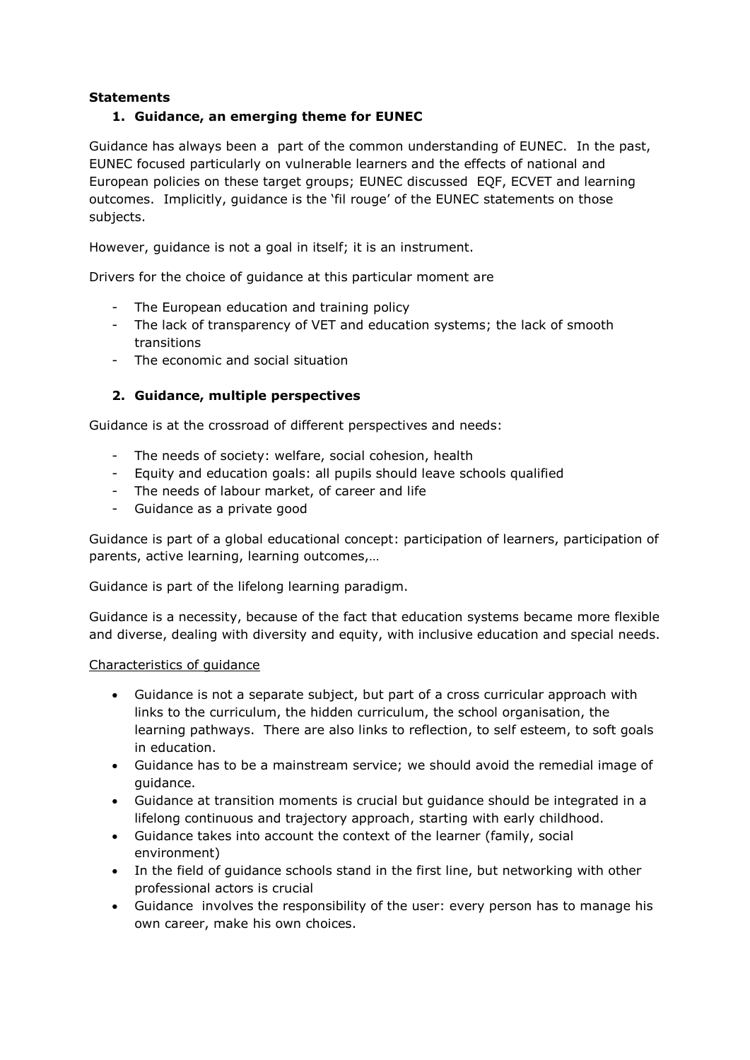**Statements**

## 1. Guidance, an emerging theme for EUNEC

Guidance has always been a part of the common understanding of EUNEC. In the past, EUNEC focused particularly on vulnerable learners and the effects of national and European policies on these target groups; EUNEC discussed EQF, ECVET and learning outcomes. Implicitly, guidance is the 'fil rouge' of the EUNEC statements on those subjects.

However, guidance is not a goal in itself; it is an instrument.

Drivers for the choice of guidance at this particular moment are

- The European education and training policy
- The lack of transparency of VET and education systems; the lack of smooth transitions
- The economic and social situation

## 2. Guidance, multiple perspectives

Guidance is at the crossroad of different perspectives and needs:

- The needs of society: welfare, social cohesion, health
- Equity and education goals: all pupils should leave schools qualified
- The needs of labour market, of career and life
- Guidance as a private good

Guidance is part of a global educational concept: participation of learners, participation of parents, active learning, learning outcomes,…

Guidance is part of the lifelong learning paradigm.

Guidance is a necessity, because of the fact that education systems became more flexible and diverse, dealing with diversity and equity, with inclusive education and special needs.

Characteristics of guidance

- Guidance is not a separate subject, but part of a cross curricular approach with links to the curriculum, the hidden curriculum, the school organisation, the learning pathways. There are also links to reflection, to self esteem, to soft goals in education.
- Guidance has to be a mainstream service; we should avoid the remedial image of guidance.
- Guidance at transition moments is crucial but guidance should be integrated in a lifelong continuous and trajectory approach, starting with early childhood.
- Guidance takes into account the context of the learner (family, social environment)
- In the field of guidance schools stand in the first line, but networking with other professional actors is crucial
- Guidance involves the responsibility of the user: every person has to manage his own career, make his own choices.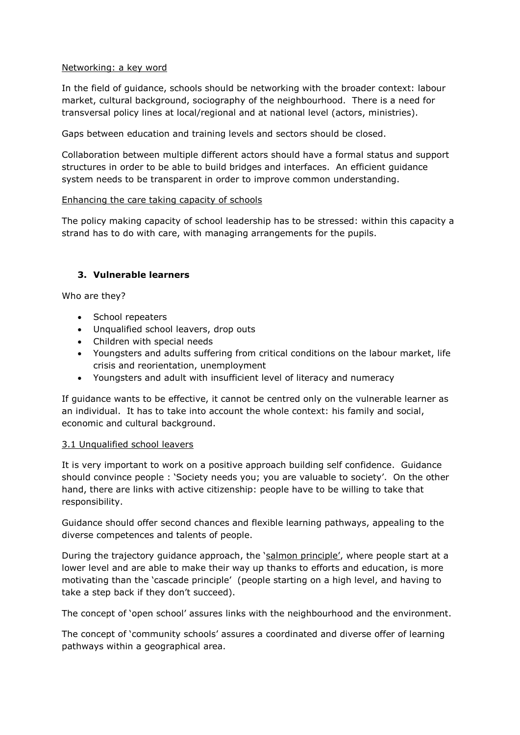Networking: a key word

In the field of guidance, schools should be networking with the broader context: labour market, cultural background, sociography of the neighbourhood. There is a need for transversal policy lines at local/regional and at national level (actors, ministries).

Gaps between education and training levels and sectors should be closed.

Collaboration between multiple different actors should have a formal status and support structures in order to be able to build bridges and interfaces. An efficient guidance system needs to be transparent in order to improve common understanding.

Enhancing the care taking capacity of schools

The policy making capacity of school leadership has to be stressed: within this capacity a strand has to do with care, with managing arrangements for the pupils.

## 3. Vulnerable learners

Who are they?

- School repeaters
- Unqualified school leavers, drop outs
- Children with special needs
- Youngsters and adults suffering from critical conditions on the labour market, life crisis and reorientation, unemployment
- Youngsters and adult with insufficient level of literacy and numeracy

If guidance wants to be effective, it cannot be centred only on the vulnerable learner as an individual. It has to take into account the whole context: his family and social, economic and cultural background.

### 3.1 Unqualified school leavers

It is very important to work on a positive approach building self confidence. Guidance should convince people : 'Society needs you; you are valuable to society'. On the other hand, there are links with active citizenship: people have to be willing to take that responsibility.

Guidance should offer second chances and flexible learning pathways, appealing to the diverse competences and talents of people.

During the trajectory guidance approach, the 'salmon principle', where people start at a lower level and are able to make their way up thanks to efforts and education, is more motivating than the 'cascade principle' (people starting on a high level, and having to take a step back if they don't succeed).

The concept of 'open school' assures links with the neighbourhood and the environment.

The concept of 'community schools' assures a coordinated and diverse offer of learning pathways within a geographical area.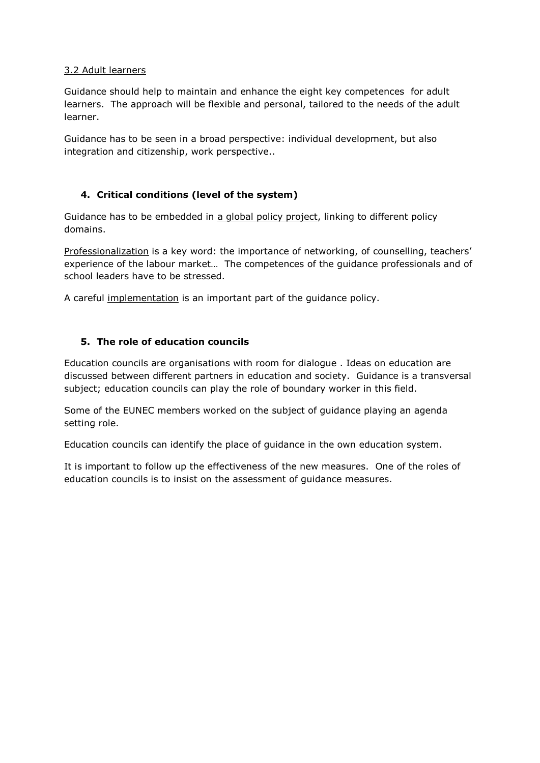### 3.2 Adult learners

Guidance should help to maintain and enhance the eight key competences for adult learners. The approach will be flexible and personal, tailored to the needs of the adult learner.

Guidance has to be seen in a broad perspective: individual development, but also integration and citizenship, work perspective..

## 4. Critical conditions (level of the system)

Guidance has to be embedded in a global policy project, linking to different policy domains.

Professionalization is a key word: the importance of networking, of counselling, teachers' experience of the labour market… The competences of the guidance professionals and of school leaders have to be stressed.

A careful implementation is an important part of the guidance policy.

## 5. The role of education councils

Education councils are organisations with room for dialogue . Ideas on education are discussed between different partners in education and society. Guidance is a transversal subject; education councils can play the role of boundary worker in this field.

Some of the EUNEC members worked on the subject of guidance playing an agenda setting role.

Education councils can identify the place of guidance in the own education system.

It is important to follow up the effectiveness of the new measures. One of the roles of education councils is to insist on the assessment of guidance measures.